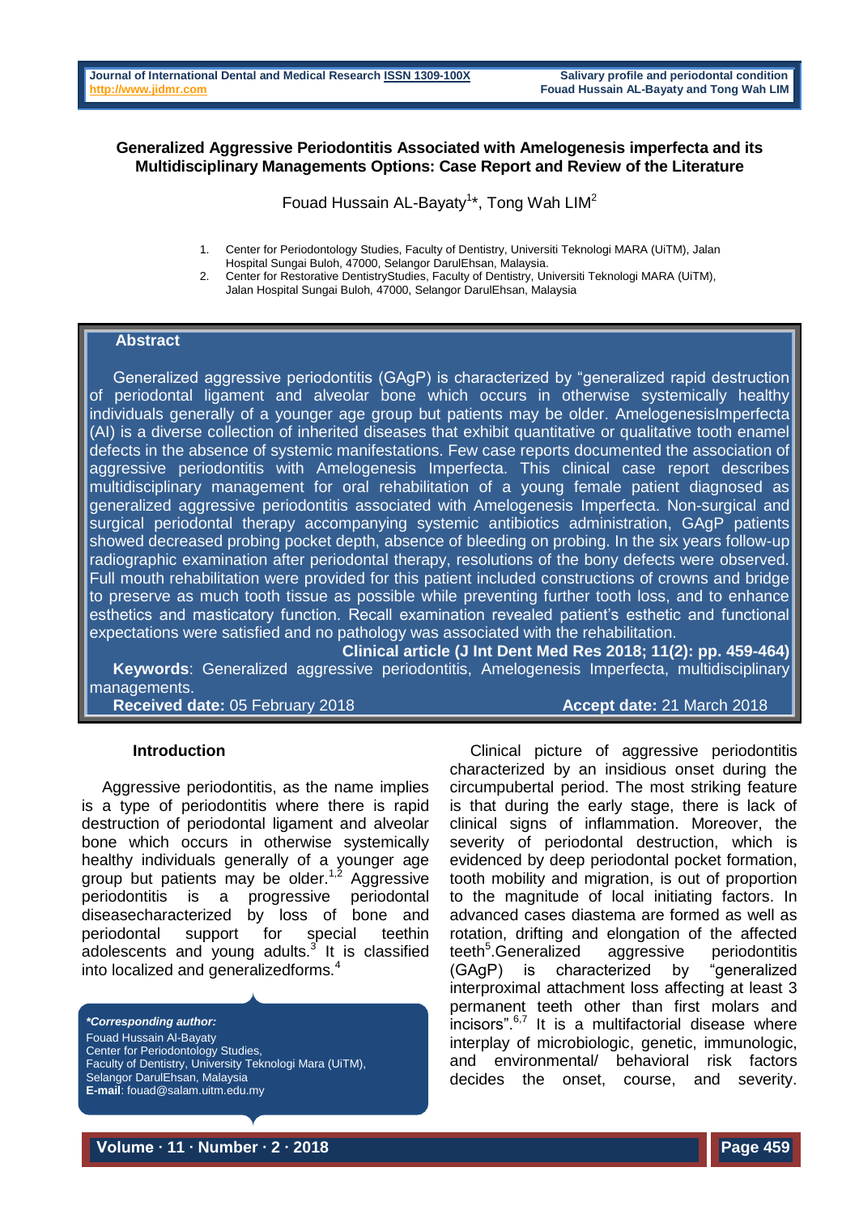# Generalized Aggressive Periodontitis Associated with Amelogenesis imperfecta and its Multidisciplinary Managements Options: Case Report and Review of the Literature

Fouad Hussain AL-Bayaty[1]*, Tong Wah LIM[2]

1. Center for Periodontology Studies, Faculty of Dentistry, Universiti Teknologi MARA (UiTM), Jalan Hospital Sungai Buloh, 47000, Selangor DarulEhsan, Malaysia.
2. Center for Restorative DentistryStudies, Faculty of Dentistry, Universiti Teknologi MARA (UiTM), Jalan Hospital Sungai Buloh, 47000, Selangor DarulEhsan, Malaysia

## Abstract

Generalized aggressive periodontitis (GAgP) is characterized by "generalized rapid destruction of periodontal ligament and alveolar bone which occurs in otherwise systemically healthy individuals generally of a younger age group but patients may be older. AmelogenesisImperfecta (AI) is a diverse collection of inherited diseases that exhibit quantitative or qualitative tooth enamel defects in the absence of systemic manifestations. Few case reports documented the association of aggressive periodontitis with Amelogenesis Imperfecta. This clinical case report describes multidisciplinary management for oral rehabilitation of a young female patient diagnosed as generalized aggressive periodontitis associated with Amelogenesis Imperfecta. Non-surgical and surgical periodontal therapy accompanying systemic antibiotics administration, GAgP patients showed decreased probing pocket depth, absence of bleeding on probing. In the six years follow-up radiographic examination after periodontal therapy, resolutions of the bony defects were observed. Full mouth rehabilitation were provided for this patient included constructions of crowns and bridge to preserve as much tooth tissue as possible while preventing further tooth loss, and to enhance esthetics and masticatory function. Recall examination revealed patient's esthetic and functional expectations were satisfied and no pathology was associated with the rehabilitation.

**Clinical article (J Int Dent Med Res 2018; 11(2): pp. 459-464)**

**Keywords**: Generalized aggressive periodontitis, Amelogenesis Imperfecta, multidisciplinary managements.

**Received date:** 05 February 2018 **Accept date:** 21 March 2018

## Introduction

Aggressive periodontitis, as the name implies is a type of periodontitis where there is rapid destruction of periodontal ligament and alveolar bone which occurs in otherwise systemically healthy individuals generally of a younger age group but patients may be older.[1,2] Aggressive periodontitis is a progressive periodontal diseasecharacterized by loss of bone and periodontal support for special teethin adolescents and young adults.[3] It is classified into localized and generalizedforms.[4]

***Corresponding author:***
Fouad Hussain Al-Bayaty
Center for Periodontology Studies,
Faculty of Dentistry, University Teknologi Mara (UiTM),
Selangor DarulEhsan, Malaysia
**E-mail**: fouad@salam.uitm.edu.my

Clinical picture of aggressive periodontitis characterized by an insidious onset during the circumpubertal period. The most striking feature is that during the early stage, there is lack of clinical signs of inflammation. Moreover, the severity of periodontal destruction, which is evidenced by deep periodontal pocket formation, tooth mobility and migration, is out of proportion to the magnitude of local initiating factors. In advanced cases diastema are formed as well as rotation, drifting and elongation of the affected teeth[5].Generalized aggressive periodontitis (GAgP) is characterized by "generalized interproximal attachment loss affecting at least 3 permanent teeth other than first molars and incisors".[6,7] It is a multifactorial disease where interplay of microbiologic, genetic, immunologic, and environmental/ behavioral risk factors decides the onset, course, and severity.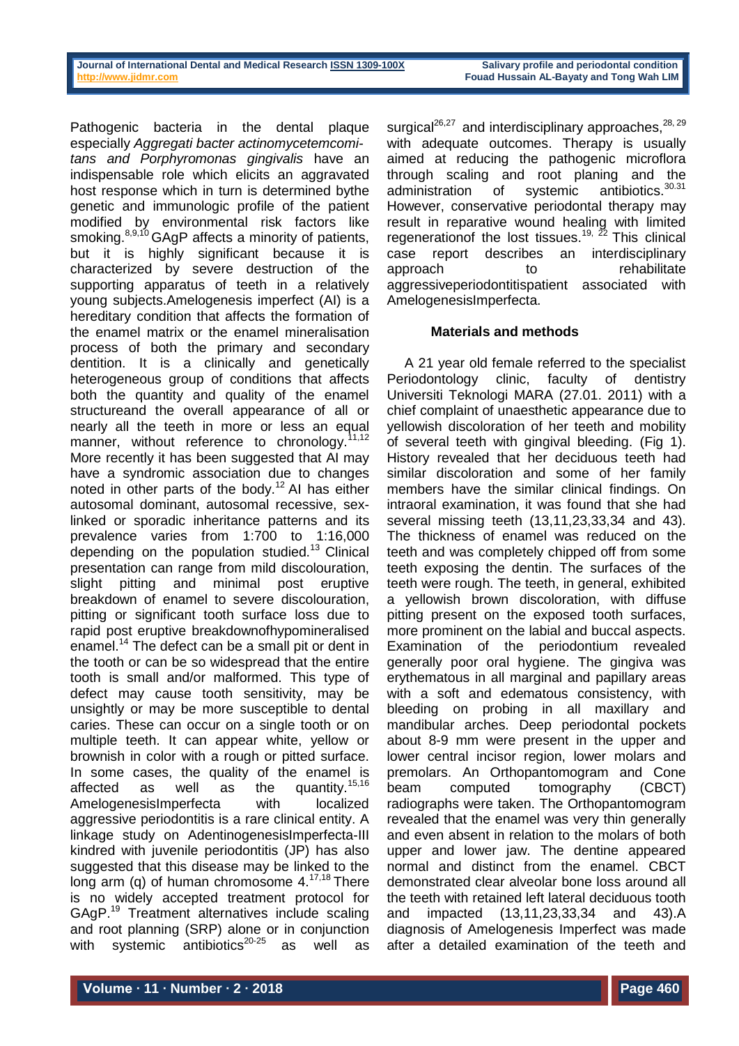Pathogenic bacteria in the dental plaque especially *Aggregati bacter actinomycetemcomi-tans and Porphyromonas gingivalis* have an indispensable role which elicits an aggravated host response which in turn is determined bythe genetic and immunologic profile of the patient modified by environmental risk factors like smoking.[8,9,10] GAgP affects a minority of patients, but it is highly significant because it is characterized by severe destruction of the supporting apparatus of teeth in a relatively young subjects.Amelogenesis imperfect (AI) is a hereditary condition that affects the formation of the enamel matrix or the enamel mineralisation process of both the primary and secondary dentition. It is a clinically and genetically heterogeneous group of conditions that affects both the quantity and quality of the enamel structureand the overall appearance of all or nearly all the teeth in more or less an equal manner, without reference to chronology.[11,12] More recently it has been suggested that AI may have a syndromic association due to changes noted in other parts of the body.[12] AI has either autosomal dominant, autosomal recessive, sex-linked or sporadic inheritance patterns and its prevalence varies from 1:700 to 1:16,000 depending on the population studied.[13] Clinical presentation can range from mild discolouration, slight pitting and minimal post eruptive breakdown of enamel to severe discolouration, pitting or significant tooth surface loss due to rapid post eruptive breakdownofhypomineralised enamel.[14] The defect can be a small pit or dent in the tooth or can be so widespread that the entire tooth is small and/or malformed. This type of defect may cause tooth sensitivity, may be unsightly or may be more susceptible to dental caries. These can occur on a single tooth or on multiple teeth. It can appear white, yellow or brownish in color with a rough or pitted surface. In some cases, the quality of the enamel is affected as well as the quantity.[15,16] AmelogenesisImperfecta with localized aggressive periodontitis is a rare clinical entity. A linkage study on AdentinogenesisImperfecta-III kindred with juvenile periodontitis (JP) has also suggested that this disease may be linked to the long arm (q) of human chromosome 4.[17,18] There is no widely accepted treatment protocol for GAgP.[19] Treatment alternatives include scaling and root planning (SRP) alone or in conjunction with systemic antibiotics[20-25] as well as surgical[26,27] and interdisciplinary approaches,[28, 29] with adequate outcomes. Therapy is usually aimed at reducing the pathogenic microflora through scaling and root planing and the administration of systemic antibiotics.[30.31] However, conservative periodontal therapy may result in reparative wound healing with limited regenerationof the lost tissues.[19, 22] This clinical case report describes an interdisciplinary approach to rehabilitate aggressiveperiodontitispatient associated with AmelogenesisImperfecta.

## Materials and methods

A 21 year old female referred to the specialist Periodontology clinic, faculty of dentistry Universiti Teknologi MARA (27.01. 2011) with a chief complaint of unaesthetic appearance due to yellowish discoloration of her teeth and mobility of several teeth with gingival bleeding. (Fig 1). History revealed that her deciduous teeth had similar discoloration and some of her family members have the similar clinical findings. On intraoral examination, it was found that she had several missing teeth (13,11,23,33,34 and 43). The thickness of enamel was reduced on the teeth and was completely chipped off from some teeth exposing the dentin. The surfaces of the teeth were rough. The teeth, in general, exhibited a yellowish brown discoloration, with diffuse pitting present on the exposed tooth surfaces, more prominent on the labial and buccal aspects. Examination of the periodontium revealed generally poor oral hygiene. The gingiva was erythematous in all marginal and papillary areas with a soft and edematous consistency, with bleeding on probing in all maxillary and mandibular arches. Deep periodontal pockets about 8-9 mm were present in the upper and lower central incisor region, lower molars and premolars. An Orthopantomogram and Cone beam computed tomography (CBCT) radiographs were taken. The Orthopantomogram revealed that the enamel was very thin generally and even absent in relation to the molars of both upper and lower jaw. The dentine appeared normal and distinct from the enamel. CBCT demonstrated clear alveolar bone loss around all the teeth with retained left lateral deciduous tooth and impacted (13,11,23,33,34 and 43).A diagnosis of Amelogenesis Imperfect was made after a detailed examination of the teeth and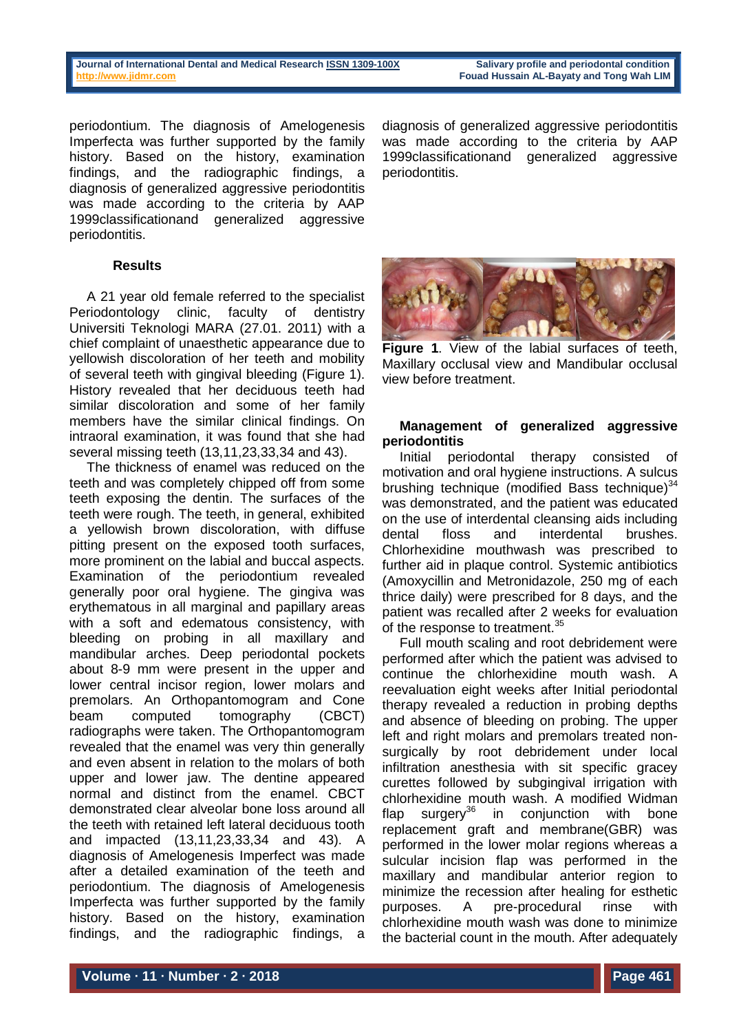periodontium. The diagnosis of Amelogenesis Imperfecta was further supported by the family history. Based on the history, examination findings, and the radiographic findings, a diagnosis of generalized aggressive periodontitis was made according to the criteria by AAP 1999classificationand generalized aggressive periodontitis.

### Results

A 21 year old female referred to the specialist Periodontology clinic, faculty of dentistry Universiti Teknologi MARA (27.01. 2011) with a chief complaint of unaesthetic appearance due to yellowish discoloration of her teeth and mobility of several teeth with gingival bleeding (Figure 1). History revealed that her deciduous teeth had similar discoloration and some of her family members have the similar clinical findings. On intraoral examination, it was found that she had several missing teeth (13,11,23,33,34 and 43).

The thickness of enamel was reduced on the teeth and was completely chipped off from some teeth exposing the dentin. The surfaces of the teeth were rough. The teeth, in general, exhibited a yellowish brown discoloration, with diffuse pitting present on the exposed tooth surfaces, more prominent on the labial and buccal aspects. Examination of the periodontium revealed generally poor oral hygiene. The gingiva was erythematous in all marginal and papillary areas with a soft and edematous consistency, with bleeding on probing in all maxillary and mandibular arches. Deep periodontal pockets about 8-9 mm were present in the upper and lower central incisor region, lower molars and premolars. An Orthopantomogram and Cone beam computed tomography (CBCT) radiographs were taken. The Orthopantomogram revealed that the enamel was very thin generally and even absent in relation to the molars of both upper and lower jaw. The dentine appeared normal and distinct from the enamel. CBCT demonstrated clear alveolar bone loss around all the teeth with retained left lateral deciduous tooth and impacted (13,11,23,33,34 and 43). A diagnosis of Amelogenesis Imperfect was made after a detailed examination of the teeth and periodontium. The diagnosis of Amelogenesis Imperfecta was further supported by the family history. Based on the history, examination findings, and the radiographic findings, a diagnosis of generalized aggressive periodontitis was made according to the criteria by AAP 1999classificationand generalized aggressive periodontitis.

**Figure 1**. View of the labial surfaces of teeth, Maxillary occlusal view and Mandibular occlusal view before treatment.

#### Management of generalized aggressive periodontitis

Initial periodontal therapy consisted of motivation and oral hygiene instructions. A sulcus brushing technique (modified Bass technique)[34] was demonstrated, and the patient was educated on the use of interdental cleansing aids including dental floss and interdental brushes. Chlorhexidine mouthwash was prescribed to further aid in plaque control. Systemic antibiotics (Amoxycillin and Metronidazole, 250 mg of each thrice daily) were prescribed for 8 days, and the patient was recalled after 2 weeks for evaluation of the response to treatment.[35]

Full mouth scaling and root debridement were performed after which the patient was advised to continue the chlorhexidine mouth wash. A reevaluation eight weeks after Initial periodontal therapy revealed a reduction in probing depths and absence of bleeding on probing. The upper left and right molars and premolars treated non-surgically by root debridement under local infiltration anesthesia with sit specific gracey curettes followed by subgingival irrigation with chlorhexidine mouth wash. A modified Widman flap surgery[36] in conjunction with bone replacement graft and membrane(GBR) was performed in the lower molar regions whereas a sulcular incision flap was performed in the maxillary and mandibular anterior region to minimize the recession after healing for esthetic purposes. A pre-procedural rinse with chlorhexidine mouth wash was done to minimize the bacterial count in the mouth. After adequately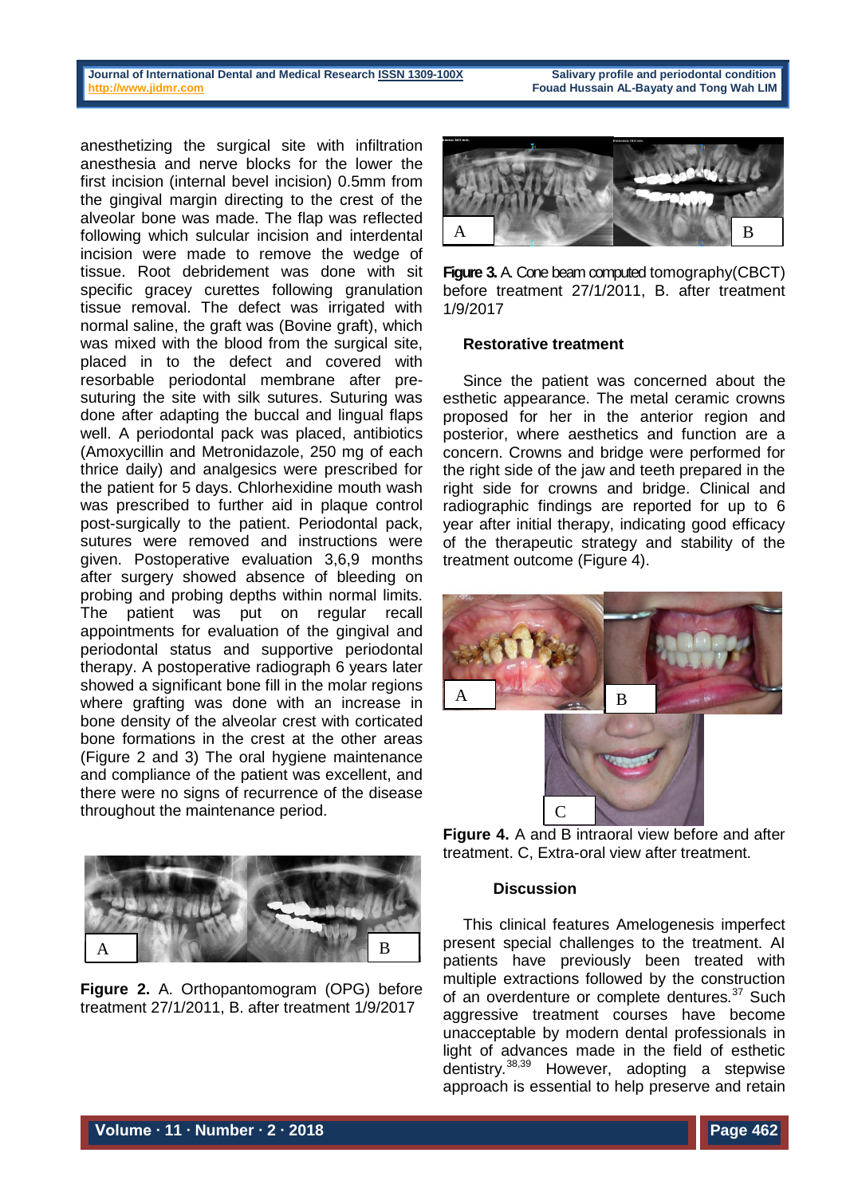anesthetizing the surgical site with infiltration anesthesia and nerve blocks for the lower the first incision (internal bevel incision) 0.5mm from the gingival margin directing to the crest of the alveolar bone was made. The flap was reflected following which sulcular incision and interdental incision were made to remove the wedge of tissue. Root debridement was done with sit specific gracey curettes following granulation tissue removal. The defect was irrigated with normal saline, the graft was (Bovine graft), which was mixed with the blood from the surgical site, placed in to the defect and covered with resorbable periodontal membrane after pre-suturing the site with silk sutures. Suturing was done after adapting the buccal and lingual flaps well. A periodontal pack was placed, antibiotics (Amoxycillin and Metronidazole, 250 mg of each thrice daily) and analgesics were prescribed for the patient for 5 days. Chlorhexidine mouth wash was prescribed to further aid in plaque control post-surgically to the patient. Periodontal pack, sutures were removed and instructions were given. Postoperative evaluation 3,6,9 months after surgery showed absence of bleeding on probing and probing depths within normal limits. The patient was put on regular recall appointments for evaluation of the gingival and periodontal status and supportive periodontal therapy. A postoperative radiograph 6 years later showed a significant bone fill in the molar regions where grafting was done with an increase in bone density of the alveolar crest with corticated bone formations in the crest at the other areas (Figure 2 and 3) The oral hygiene maintenance and compliance of the patient was excellent, and there were no signs of recurrence of the disease throughout the maintenance period.

**Figure 2.** A. Orthopantomogram (OPG) before treatment 27/1/2011, B. after treatment 1/9/2017

**Figure 3.** A. Cone beam computed tomography(CBCT) before treatment 27/1/2011, B. after treatment 1/9/2017

### Restorative treatment

Since the patient was concerned about the esthetic appearance. The metal ceramic crowns proposed for her in the anterior region and posterior, where aesthetics and function are a concern. Crowns and bridge were performed for the right side of the jaw and teeth prepared in the right side for crowns and bridge. Clinical and radiographic findings are reported for up to 6 year after initial therapy, indicating good efficacy of the therapeutic strategy and stability of the treatment outcome (Figure 4).

**Figure 4.** A and B intraoral view before and after treatment. C, Extra-oral view after treatment.

### Discussion

This clinical features Amelogenesis imperfect present special challenges to the treatment. Al patients have previously been treated with multiple extractions followed by the construction of an overdenture or complete dentures.[37] Such aggressive treatment courses have become unacceptable by modern dental professionals in light of advances made in the field of esthetic dentistry.[38,39] However, adopting a stepwise approach is essential to help preserve and retain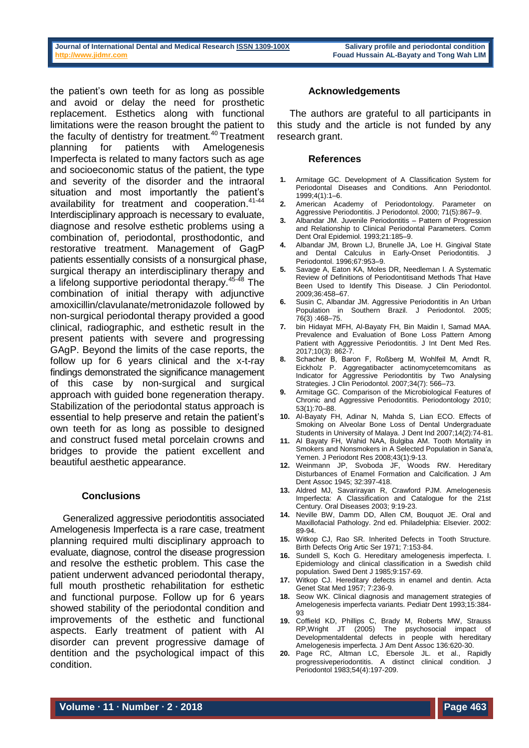the patient's own teeth for as long as possible and avoid or delay the need for prosthetic replacement. Esthetics along with functional limitations were the reason brought the patient to the faculty of dentistry for treatment.[40] Treatment planning for patients with Amelogenesis Imperfecta is related to many factors such as age and socioeconomic status of the patient, the type and severity of the disorder and the intraoral situation and most importantly the patient's availability for treatment and cooperation.[41-44] Interdisciplinary approach is necessary to evaluate, diagnose and resolve esthetic problems using a combination of, periodontal, prosthodontic, and restorative treatment. Management of GagP patients essentially consists of a nonsurgical phase, surgical therapy an interdisciplinary therapy and a lifelong supportive periodontal therapy.[45-48] The combination of initial therapy with adjunctive amoxicillin/clavulanate/metronidazole followed by non-surgical periodontal therapy provided a good clinical, radiographic, and esthetic result in the present patients with severe and progressing GAgP. Beyond the limits of the case reports, the follow up for 6 years clinical and the x-t-ray findings demonstrated the significance management of this case by non-surgical and surgical approach with guided bone regeneration therapy. Stabilization of the periodontal status approach is essential to help preserve and retain the patient's own teeth for as long as possible to designed and construct fused metal porcelain crowns and bridges to provide the patient excellent and beautiful aesthetic appearance.

## Conclusions

Generalized aggressive periodontitis associated Amelogenesis Imperfecta is a rare case, treatment planning required multi disciplinary approach to evaluate, diagnose, control the disease progression and resolve the esthetic problem. This case the patient underwent advanced periodontal therapy, full mouth prosthetic rehabilitation for esthetic and functional purpose. Follow up for 6 years showed stability of the periodontal condition and improvements of the esthetic and functional aspects. Early treatment of patient with AI disorder can prevent progressive damage of dentition and the psychological impact of this condition.

## Acknowledgements

The authors are grateful to all participants in this study and the article is not funded by any research grant.

## References

1. Armitage GC. Development of A Classification System for Periodontal Diseases and Conditions. Ann Periodontol. 1999;4(1):1–6.
2. American Academy of Periodontology. Parameter on Aggressive Periodontitis. J Periodontol. 2000; 71(5):867–9.
3. Albandar JM. Juvenile Periodontitis – Pattern of Progression and Relationship to Clinical Periodontal Parameters. Comm Dent Oral Epidemiol. 1993;21:185–9.
4. Albandar JM, Brown LJ, Brunelle JA, Loe H. Gingival State and Dental Calculus in Early-Onset Periodontitis. J Periodontol. 1996;67:953–9.
5. Savage A, Eaton KA, Moles DR, Needleman I. A Systematic Review of Definitions of Periodontitisand Methods That Have Been Used to Identify This Disease. J Clin Periodontol. 2009;36:458–67.
6. Susin C, Albandar JM. Aggressive Periodontitis in An Urban Population in Southern Brazil. J Periodontol. 2005; 76(3) :468–75.
7. bin Hidayat MFH, Al-Bayaty FH, Bin Maidin I, Samad MAA. Prevalence and Evaluation of Bone Loss Pattern Among Patient with Aggressive Periodontitis. J Int Dent Med Res. 2017;10(3): 862-7.
8. Schacher B, Baron F, Roßberg M, Wohlfeil M, Arndt R, Eickholz P. Aggregatibacter actinomycetemcomitans as Indicator for Aggressive Periodontitis by Two Analysing Strategies. J Clin Periodontol. 2007;34(7): 566–73.
9. Armitage GC. Comparison of the Microbiological Features of Chronic and Aggressive Periodontitis. Periodontology 2010; 53(1):70–88.
10. Al-Bayaty FH, Adinar N, Mahda S, Lian ECO. Effects of Smoking on Alveolar Bone Loss of Dental Undergraduate Students in University of Malaya. J Dent Ind 2007;14(2):74-81.
11. Al Bayaty FH, Wahid NAA, Bulgiba AM. Tooth Mortality in Smokers and Nonsmokers in A Selected Population in Sana'a, Yemen. J Periodont Res 2008;43(1):9-13.
12. Weinmann JP, Svoboda JF, Woods RW. Hereditary Disturbances of Enamel Formation and Calcification. J Am Dent Assoc 1945; 32:397-418.
13. Aldred MJ, Savarirayan R, Crawford PJM. Amelogenesis Imperfecta: A Classification and Catalogue for the 21st Century. Oral Diseases 2003; 9:19-23.
14. Neville BW, Damm DD, Allen CM, Bouquot JE. Oral and Maxillofacial Pathology. 2nd ed. Philadelphia: Elsevier. 2002: 89-94.
15. Witkop CJ, Rao SR. Inherited Defects in Tooth Structure. Birth Defects Orig Artic Ser 1971; 7:153-84.
16. Sundell S, Koch G. Hereditary amelogenesis imperfecta. I. Epidemiology and clinical classification in a Swedish child population. Swed Dent J 1985;9:157-69.
17. Witkop CJ. Hereditary defects in enamel and dentin. Acta Genet Stat Med 1957; 7:236-9.
18. Seow WK. Clinical diagnosis and management strategies of Amelogenesis imperfecta variants. Pediatr Dent 1993;15:384-93
19. Coffield KD, Phillips C, Brady M, Roberts MW, Strauss RP,Wright JT (2005) The psychosocial impact of Developmentaldental defects in people with hereditary Amelogenesis imperfecta. J Am Dent Assoc 136:620-30.
20. Page RC, Altman LC, Ebersole JL. et al., Rapidly progressiveperiodontitis. A distinct clinical condition. J Periodontol 1983;54(4):197-209.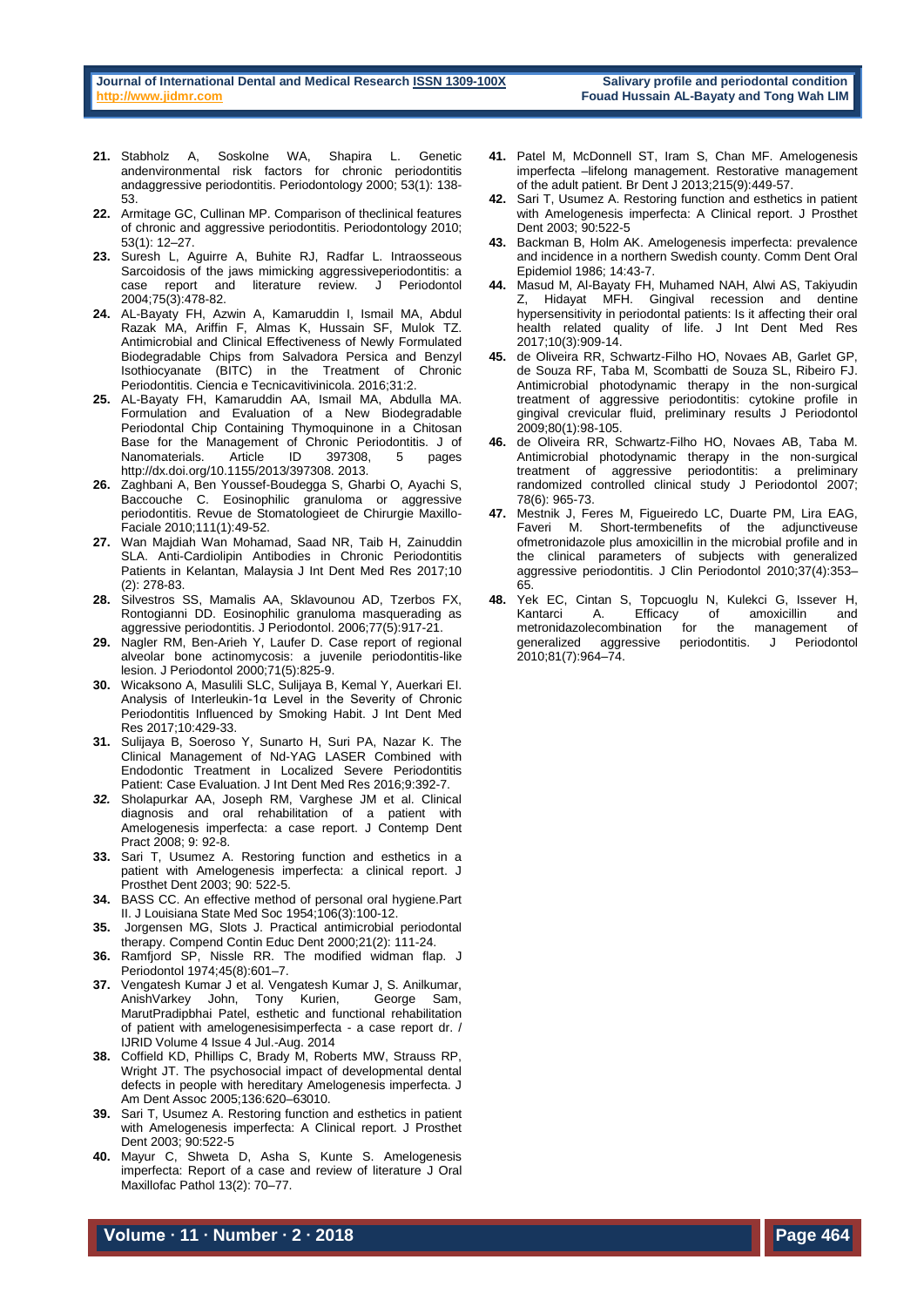21. Stabholz A, Soskolne WA, Shapira L. Genetic andenvironmental risk factors for chronic periodontitis andaggressive periodontitis. Periodontology 2000; 53(1): 138-53.
22. Armitage GC, Cullinan MP. Comparison of theclinical features of chronic and aggressive periodontitis. Periodontology 2010; 53(1): 12–27.
23. Suresh L, Aguirre A, Buhite RJ, Radfar L. Intraosseous Sarcoidosis of the jaws mimicking aggressiveperiodontitis: a case report and literature review. J Periodontol 2004;75(3):478-82.
24. AL-Bayaty FH, Azwin A, Kamaruddin I, Ismail MA, Abdul Razak MA, Ariffin F, Almas K, Hussain SF, Mulok TZ. Antimicrobial and Clinical Effectiveness of Newly Formulated Biodegradable Chips from Salvadora Persica and Benzyl Isothiocyanate (BITC) in the Treatment of Chronic Periodontitis. Ciencia e Tecnicavitivinicola. 2016;31:2.
25. AL-Bayaty FH, Kamaruddin AA, Ismail MA, Abdulla MA. Formulation and Evaluation of a New Biodegradable Periodontal Chip Containing Thymoquinone in a Chitosan Base for the Management of Chronic Periodontitis. J of Nanomaterials. Article ID 397308, 5 pages http://dx.doi.org/10.1155/2013/397308. 2013.
26. Zaghbani A, Ben Youssef-Boudegga S, Gharbi O, Ayachi S, Baccouche C. Eosinophilic granuloma or aggressive periodontitis. Revue de Stomatologieet de Chirurgie Maxillo-Faciale 2010;111(1):49-52.
27. Wan Majdiah Wan Mohamad, Saad NR, Taib H, Zainuddin SLA. Anti-Cardiolipin Antibodies in Chronic Periodontitis Patients in Kelantan, Malaysia J Int Dent Med Res 2017;10 (2): 278-83.
28. Silvestros SS, Mamalis AA, Sklavounou AD, Tzerbos FX, Rontogianni DD. Eosinophilic granuloma masquerading as aggressive periodontitis. J Periodontol. 2006;77(5):917-21.
29. Nagler RM, Ben-Arieh Y, Laufer D. Case report of regional alveolar bone actinomycosis: a juvenile periodontitis-like lesion. J Periodontol 2000;71(5):825-9.
30. Wicaksono A, Masulili SLC, Sulijaya B, Kemal Y, Auerkari EI. Analysis of Interleukin-1α Level in the Severity of Chronic Periodontitis Influenced by Smoking Habit. J Int Dent Med Res 2017;10:429-33.
31. Sulijaya B, Soeroso Y, Sunarto H, Suri PA, Nazar K. The Clinical Management of Nd-YAG LASER Combined with Endodontic Treatment in Localized Severe Periodontitis Patient: Case Evaluation. J Int Dent Med Res 2016;9:392-7.
32. Sholapurkar AA, Joseph RM, Varghese JM et al. Clinical diagnosis and oral rehabilitation of a patient with Amelogenesis imperfecta: a case report. J Contemp Dent Pract 2008; 9: 92-8.
33. Sari T, Usumez A. Restoring function and esthetics in a patient with Amelogenesis imperfecta: a clinical report. J Prosthet Dent 2003; 90: 522-5.
34. BASS CC. An effective method of personal oral hygiene.Part II. J Louisiana State Med Soc 1954;106(3):100-12.
35. Jorgensen MG, Slots J. Practical antimicrobial periodontal therapy. Compend Contin Educ Dent 2000;21(2): 111-24.
36. Ramfjord SP, Nissle RR. The modified widman flap. J Periodontol 1974;45(8):601–7.
37. Vengatesh Kumar J et al. Vengatesh Kumar J, S. Anilkumar, AnishVarkey John, Tony Kurien, George Sam, MarutPradipbhai Patel, esthetic and functional rehabilitation of patient with amelogenesisimperfecta - a case report dr. / IJRID Volume 4 Issue 4 Jul.-Aug. 2014
38. Coffield KD, Phillips C, Brady M, Roberts MW, Strauss RP, Wright JT. The psychosocial impact of developmental dental defects in people with hereditary Amelogenesis imperfecta. J Am Dent Assoc 2005;136:620–63010.
39. Sari T, Usumez A. Restoring function and esthetics in patient with Amelogenesis imperfecta: A Clinical report. J Prosthet Dent 2003; 90:522-5
40. Mayur C, Shweta D, Asha S, Kunte S. Amelogenesis imperfecta: Report of a case and review of literature J Oral Maxillofac Pathol 13(2): 70–77.
41. Patel M, McDonnell ST, Iram S, Chan MF. Amelogenesis imperfecta –lifelong management. Restorative management of the adult patient. Br Dent J 2013;215(9):449-57.
42. Sari T, Usumez A. Restoring function and esthetics in patient with Amelogenesis imperfecta: A Clinical report. J Prosthet Dent 2003; 90:522-5
43. Backman B, Holm AK. Amelogenesis imperfecta: prevalence and incidence in a northern Swedish county. Comm Dent Oral Epidemiol 1986; 14:43-7.
44. Masud M, Al-Bayaty FH, Muhamed NAH, Alwi AS, Takiyudin Z, Hidayat MFH. Gingival recession and dentine hypersensitivity in periodontal patients: Is it affecting their oral health related quality of life. J Int Dent Med Res 2017;10(3):909-14.
45. de Oliveira RR, Schwartz-Filho HO, Novaes AB, Garlet GP, de Souza RF, Taba M, Scombatti de Souza SL, Ribeiro FJ. Antimicrobial photodynamic therapy in the non-surgical treatment of aggressive periodontitis: cytokine profile in gingival crevicular fluid, preliminary results J Periodontol 2009;80(1):98-105.
46. de Oliveira RR, Schwartz-Filho HO, Novaes AB, Taba M. Antimicrobial photodynamic therapy in the non-surgical treatment of aggressive periodontitis: a preliminary randomized controlled clinical study J Periodontol 2007; 78(6): 965-73.
47. Mestnik J, Feres M, Figueiredo LC, Duarte PM, Lira EAG, Faveri M. Short-termbenefits of the adjunctiveuse ofmetronidazole plus amoxicillin in the microbial profile and in the clinical parameters of subjects with generalized aggressive periodontitis. J Clin Periodontol 2010;37(4):353–65.
48. Yek EC, Cintan S, Topcuoglu N, Kulekci G, Issever H, Kantarci A. Efficacy of amoxicillin and metronidazolecombination for the management of generalized aggressive periodontitis. J Periodontol 2010;81(7):964–74.